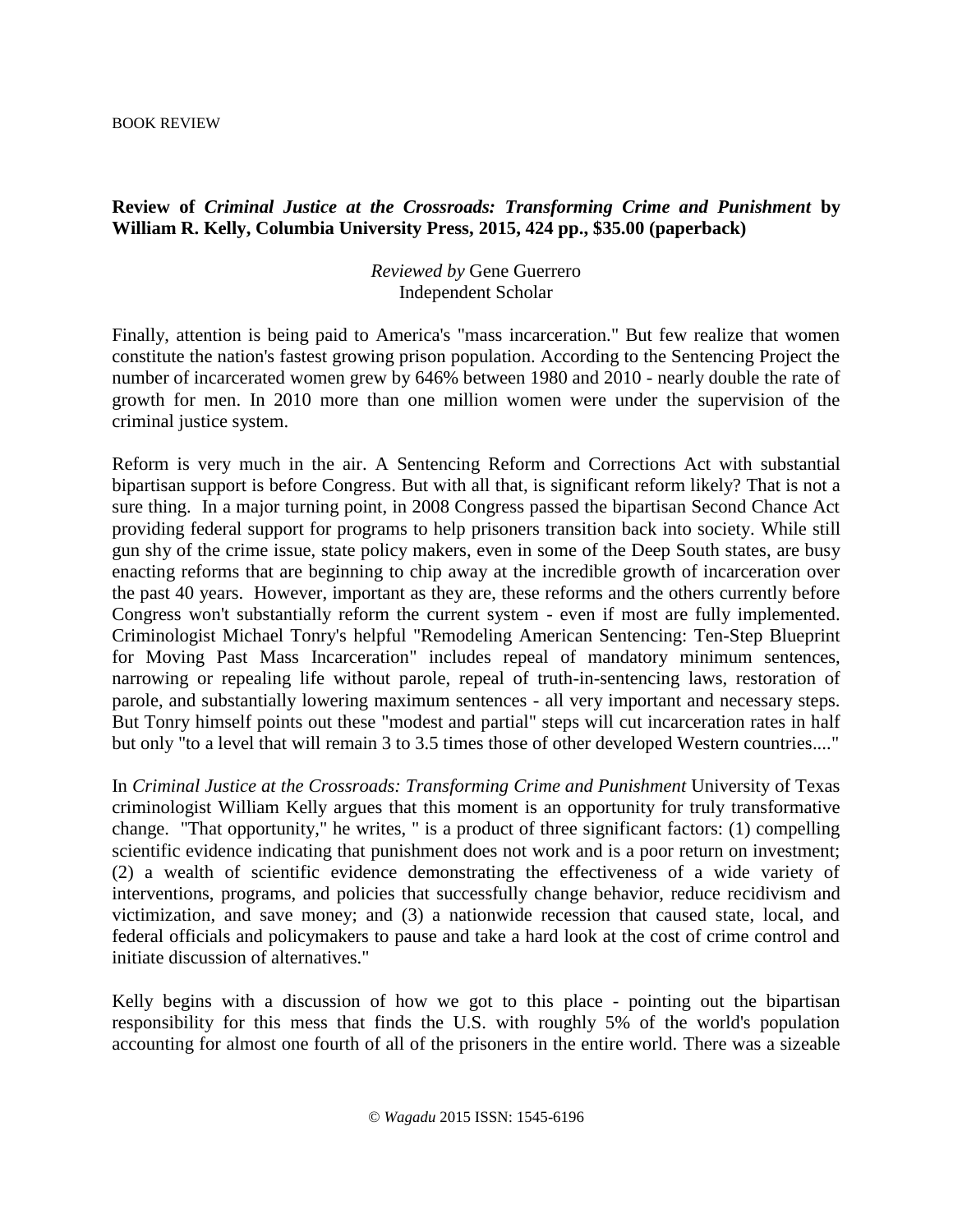BOOK REVIEW

**Review of *Criminal Justice at the Crossroads: Transforming Crime and Punishment* by William R. Kelly, Columbia University Press, 2015, 424 pp., $35.00 (paperback)**

*Reviewed by* Gene Guerrero
Independent Scholar

Finally, attention is being paid to America's "mass incarceration." But few realize that women constitute the nation's fastest growing prison population. According to the Sentencing Project the number of incarcerated women grew by 646% between 1980 and 2010 - nearly double the rate of growth for men. In 2010 more than one million women were under the supervision of the criminal justice system.

Reform is very much in the air. A Sentencing Reform and Corrections Act with substantial bipartisan support is before Congress. But with all that, is significant reform likely? That is not a sure thing. In a major turning point, in 2008 Congress passed the bipartisan Second Chance Act providing federal support for programs to help prisoners transition back into society. While still gun shy of the crime issue, state policy makers, even in some of the Deep South states, are busy enacting reforms that are beginning to chip away at the incredible growth of incarceration over the past 40 years. However, important as they are, these reforms and the others currently before Congress won't substantially reform the current system - even if most are fully implemented. Criminologist Michael Tonry's helpful "Remodeling American Sentencing: Ten-Step Blueprint for Moving Past Mass Incarceration" includes repeal of mandatory minimum sentences, narrowing or repealing life without parole, repeal of truth-in-sentencing laws, restoration of parole, and substantially lowering maximum sentences - all very important and necessary steps. But Tonry himself points out these "modest and partial" steps will cut incarceration rates in half but only "to a level that will remain 3 to 3.5 times those of other developed Western countries...."

In *Criminal Justice at the Crossroads: Transforming Crime and Punishment* University of Texas criminologist William Kelly argues that this moment is an opportunity for truly transformative change. "That opportunity," he writes, " is a product of three significant factors: (1) compelling scientific evidence indicating that punishment does not work and is a poor return on investment; (2) a wealth of scientific evidence demonstrating the effectiveness of a wide variety of interventions, programs, and policies that successfully change behavior, reduce recidivism and victimization, and save money; and (3) a nationwide recession that caused state, local, and federal officials and policymakers to pause and take a hard look at the cost of crime control and initiate discussion of alternatives."

Kelly begins with a discussion of how we got to this place - pointing out the bipartisan responsibility for this mess that finds the U.S. with roughly 5% of the world's population accounting for almost one fourth of all of the prisoners in the entire world. There was a sizeable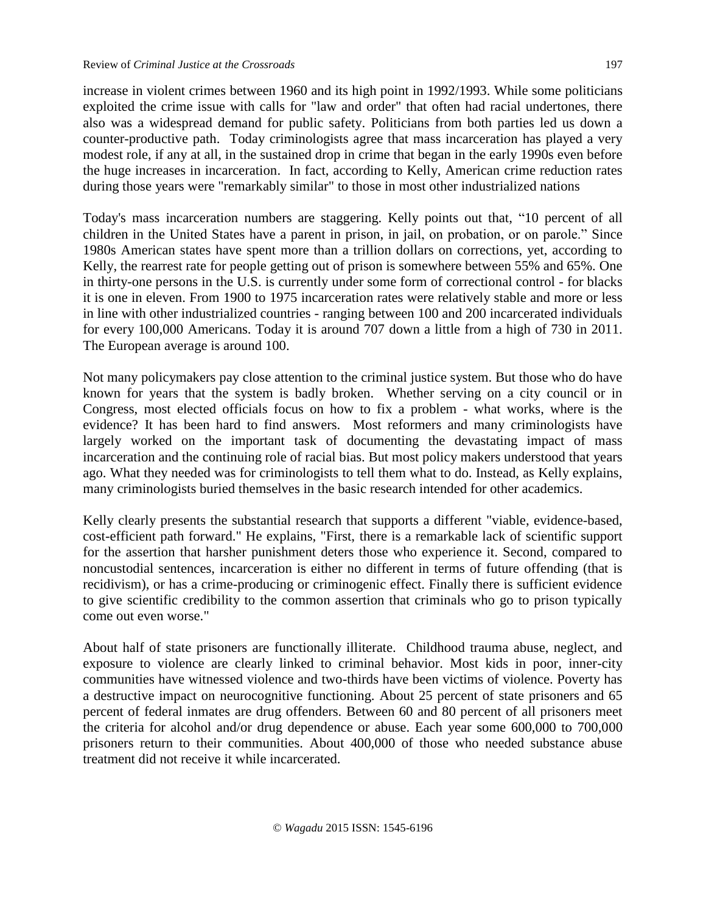increase in violent crimes between 1960 and its high point in 1992/1993. While some politicians exploited the crime issue with calls for "law and order" that often had racial undertones, there also was a widespread demand for public safety. Politicians from both parties led us down a counter-productive path. Today criminologists agree that mass incarceration has played a very modest role, if any at all, in the sustained drop in crime that began in the early 1990s even before the huge increases in incarceration. In fact, according to Kelly, American crime reduction rates during those years were "remarkably similar" to those in most other industrialized nations

Today's mass incarceration numbers are staggering. Kelly points out that, "10 percent of all children in the United States have a parent in prison, in jail, on probation, or on parole." Since 1980s American states have spent more than a trillion dollars on corrections, yet, according to Kelly, the rearrest rate for people getting out of prison is somewhere between 55% and 65%. One in thirty-one persons in the U.S. is currently under some form of correctional control - for blacks it is one in eleven. From 1900 to 1975 incarceration rates were relatively stable and more or less in line with other industrialized countries - ranging between 100 and 200 incarcerated individuals for every 100,000 Americans. Today it is around 707 down a little from a high of 730 in 2011. The European average is around 100.

Not many policymakers pay close attention to the criminal justice system. But those who do have known for years that the system is badly broken. Whether serving on a city council or in Congress, most elected officials focus on how to fix a problem - what works, where is the evidence? It has been hard to find answers. Most reformers and many criminologists have largely worked on the important task of documenting the devastating impact of mass incarceration and the continuing role of racial bias. But most policy makers understood that years ago. What they needed was for criminologists to tell them what to do. Instead, as Kelly explains, many criminologists buried themselves in the basic research intended for other academics.

Kelly clearly presents the substantial research that supports a different "viable, evidence-based, cost-efficient path forward." He explains, "First, there is a remarkable lack of scientific support for the assertion that harsher punishment deters those who experience it. Second, compared to noncustodial sentences, incarceration is either no different in terms of future offending (that is recidivism), or has a crime-producing or criminogenic effect. Finally there is sufficient evidence to give scientific credibility to the common assertion that criminals who go to prison typically come out even worse."

About half of state prisoners are functionally illiterate. Childhood trauma abuse, neglect, and exposure to violence are clearly linked to criminal behavior. Most kids in poor, inner-city communities have witnessed violence and two-thirds have been victims of violence. Poverty has a destructive impact on neurocognitive functioning. About 25 percent of state prisoners and 65 percent of federal inmates are drug offenders. Between 60 and 80 percent of all prisoners meet the criteria for alcohol and/or drug dependence or abuse. Each year some 600,000 to 700,000 prisoners return to their communities. About 400,000 of those who needed substance abuse treatment did not receive it while incarcerated.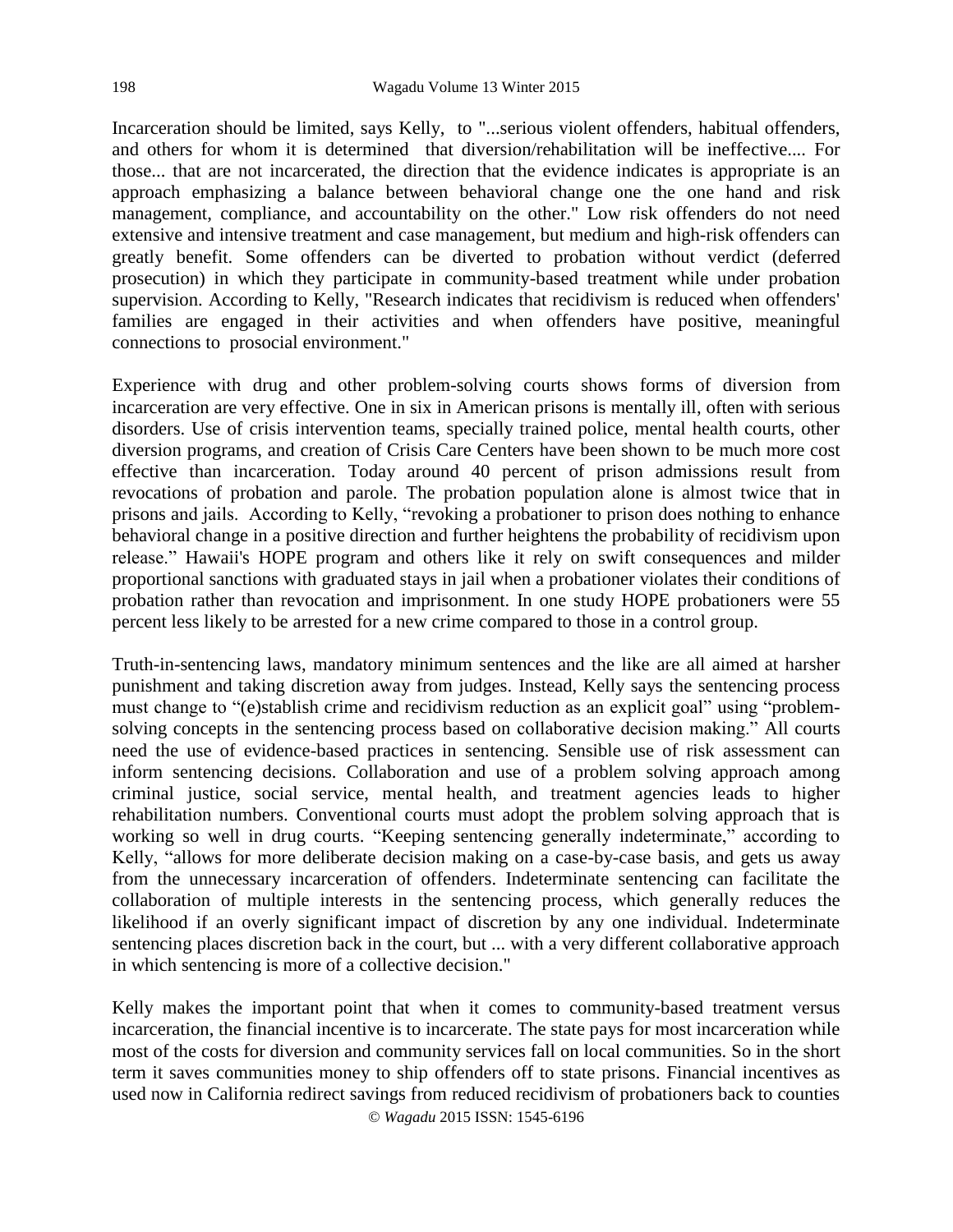Incarceration should be limited, says Kelly, to "...serious violent offenders, habitual offenders, and others for whom it is determined that diversion/rehabilitation will be ineffective.... For those... that are not incarcerated, the direction that the evidence indicates is appropriate is an approach emphasizing a balance between behavioral change one the one hand and risk management, compliance, and accountability on the other." Low risk offenders do not need extensive and intensive treatment and case management, but medium and high-risk offenders can greatly benefit. Some offenders can be diverted to probation without verdict (deferred prosecution) in which they participate in community-based treatment while under probation supervision. According to Kelly, "Research indicates that recidivism is reduced when offenders' families are engaged in their activities and when offenders have positive, meaningful connections to prosocial environment."

Experience with drug and other problem-solving courts shows forms of diversion from incarceration are very effective. One in six in American prisons is mentally ill, often with serious disorders. Use of crisis intervention teams, specially trained police, mental health courts, other diversion programs, and creation of Crisis Care Centers have been shown to be much more cost effective than incarceration. Today around 40 percent of prison admissions result from revocations of probation and parole. The probation population alone is almost twice that in prisons and jails. According to Kelly, "revoking a probationer to prison does nothing to enhance behavioral change in a positive direction and further heightens the probability of recidivism upon release." Hawaii's HOPE program and others like it rely on swift consequences and milder proportional sanctions with graduated stays in jail when a probationer violates their conditions of probation rather than revocation and imprisonment. In one study HOPE probationers were 55 percent less likely to be arrested for a new crime compared to those in a control group.

Truth-in-sentencing laws, mandatory minimum sentences and the like are all aimed at harsher punishment and taking discretion away from judges. Instead, Kelly says the sentencing process must change to "(e)stablish crime and recidivism reduction as an explicit goal" using "problem-solving concepts in the sentencing process based on collaborative decision making." All courts need the use of evidence-based practices in sentencing. Sensible use of risk assessment can inform sentencing decisions. Collaboration and use of a problem solving approach among criminal justice, social service, mental health, and treatment agencies leads to higher rehabilitation numbers. Conventional courts must adopt the problem solving approach that is working so well in drug courts. "Keeping sentencing generally indeterminate," according to Kelly, "allows for more deliberate decision making on a case-by-case basis, and gets us away from the unnecessary incarceration of offenders. Indeterminate sentencing can facilitate the collaboration of multiple interests in the sentencing process, which generally reduces the likelihood if an overly significant impact of discretion by any one individual. Indeterminate sentencing places discretion back in the court, but ... with a very different collaborative approach in which sentencing is more of a collective decision."

Kelly makes the important point that when it comes to community-based treatment versus incarceration, the financial incentive is to incarcerate. The state pays for most incarceration while most of the costs for diversion and community services fall on local communities. So in the short term it saves communities money to ship offenders off to state prisons. Financial incentives as used now in California redirect savings from reduced recidivism of probationers back to counties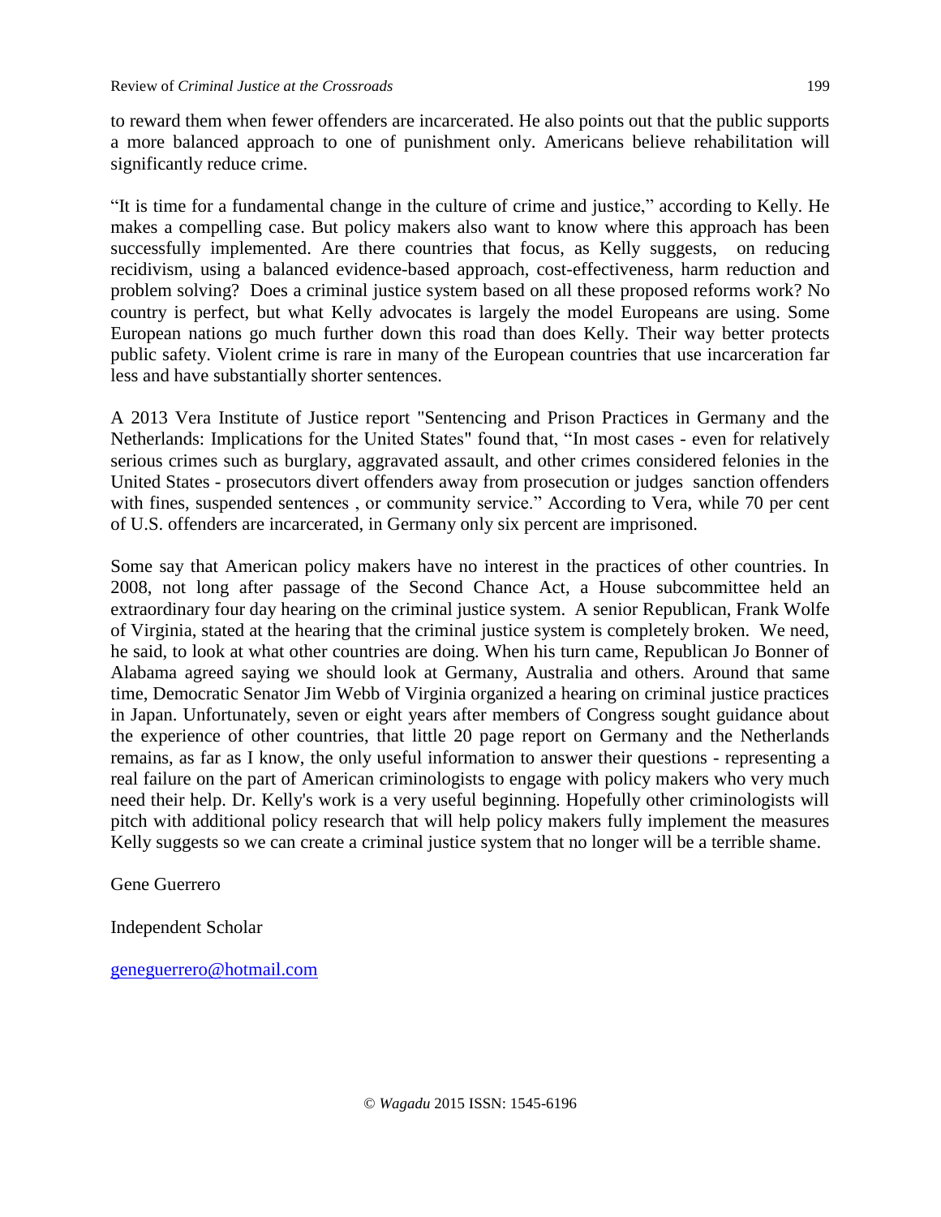to reward them when fewer offenders are incarcerated. He also points out that the public supports a more balanced approach to one of punishment only. Americans believe rehabilitation will significantly reduce crime.

“It is time for a fundamental change in the culture of crime and justice,” according to Kelly. He makes a compelling case. But policy makers also want to know where this approach has been successfully implemented. Are there countries that focus, as Kelly suggests, on reducing recidivism, using a balanced evidence-based approach, cost-effectiveness, harm reduction and problem solving? Does a criminal justice system based on all these proposed reforms work? No country is perfect, but what Kelly advocates is largely the model Europeans are using. Some European nations go much further down this road than does Kelly. Their way better protects public safety. Violent crime is rare in many of the European countries that use incarceration far less and have substantially shorter sentences.

A 2013 Vera Institute of Justice report "Sentencing and Prison Practices in Germany and the Netherlands: Implications for the United States" found that, “In most cases - even for relatively serious crimes such as burglary, aggravated assault, and other crimes considered felonies in the United States - prosecutors divert offenders away from prosecution or judges sanction offenders with fines, suspended sentences , or community service.” According to Vera, while 70 per cent of U.S. offenders are incarcerated, in Germany only six percent are imprisoned.

Some say that American policy makers have no interest in the practices of other countries. In 2008, not long after passage of the Second Chance Act, a House subcommittee held an extraordinary four day hearing on the criminal justice system. A senior Republican, Frank Wolfe of Virginia, stated at the hearing that the criminal justice system is completely broken. We need, he said, to look at what other countries are doing. When his turn came, Republican Jo Bonner of Alabama agreed saying we should look at Germany, Australia and others. Around that same time, Democratic Senator Jim Webb of Virginia organized a hearing on criminal justice practices in Japan. Unfortunately, seven or eight years after members of Congress sought guidance about the experience of other countries, that little 20 page report on Germany and the Netherlands remains, as far as I know, the only useful information to answer their questions - representing a real failure on the part of American criminologists to engage with policy makers who very much need their help. Dr. Kelly's work is a very useful beginning. Hopefully other criminologists will pitch with additional policy research that will help policy makers fully implement the measures Kelly suggests so we can create a criminal justice system that no longer will be a terrible shame.

Gene Guerrero

Independent Scholar

geneguerrero@hotmail.com